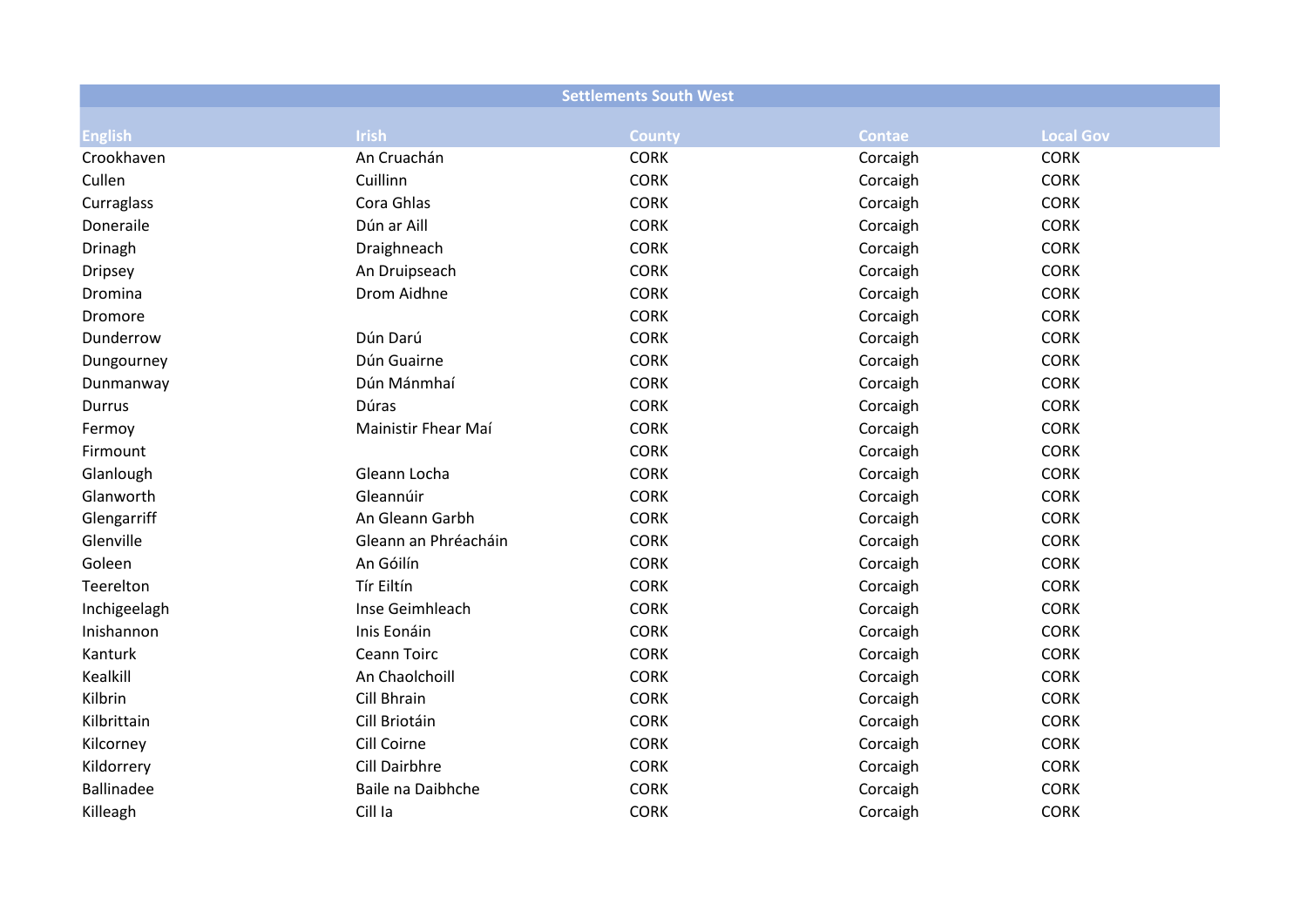| Settlements South West | | | | |
|---|---|---|---|---|
| English | Irish | County | Contae | Local Gov |
| Crookhaven | An Cruachán | CORK | Corcaigh | CORK |
| Cullen | Cuillinn | CORK | Corcaigh | CORK |
| Curraglass | Cora Ghlas | CORK | Corcaigh | CORK |
| Doneraile | Dún ar Aill | CORK | Corcaigh | CORK |
| Drinagh | Draighneach | CORK | Corcaigh | CORK |
| Dripsey | An Druipseach | CORK | Corcaigh | CORK |
| Dromina | Drom Aidhne | CORK | Corcaigh | CORK |
| Dromore | | CORK | Corcaigh | CORK |
| Dunderrow | Dún Darú | CORK | Corcaigh | CORK |
| Dungourney | Dún Guairne | CORK | Corcaigh | CORK |
| Dunmanway | Dún Mánmhaí | CORK | Corcaigh | CORK |
| Durrus | Dúras | CORK | Corcaigh | CORK |
| Fermoy | Mainistir Fhear Maí | CORK | Corcaigh | CORK |
| Firmount | | CORK | Corcaigh | CORK |
| Glanlough | Gleann Locha | CORK | Corcaigh | CORK |
| Glanworth | Gleannúir | CORK | Corcaigh | CORK |
| Glengarriff | An Gleann Garbh | CORK | Corcaigh | CORK |
| Glenville | Gleann an Phréacháin | CORK | Corcaigh | CORK |
| Goleen | An Góilín | CORK | Corcaigh | CORK |
| Teerelton | Tír Eiltín | CORK | Corcaigh | CORK |
| Inchigeelagh | Inse Geimhleach | CORK | Corcaigh | CORK |
| Inishannon | Inis Eonáin | CORK | Corcaigh | CORK |
| Kanturk | Ceann Toirc | CORK | Corcaigh | CORK |
| Kealkill | An Chaolchoill | CORK | Corcaigh | CORK |
| Kilbrin | Cill Bhrain | CORK | Corcaigh | CORK |
| Kilbrittain | Cill Briotáin | CORK | Corcaigh | CORK |
| Kilcorney | Cill Coirne | CORK | Corcaigh | CORK |
| Kildorrery | Cill Dairbhre | CORK | Corcaigh | CORK |
| Ballinadee | Baile na Daibhche | CORK | Corcaigh | CORK |
| Killeagh | Cill Ia | CORK | Corcaigh | CORK |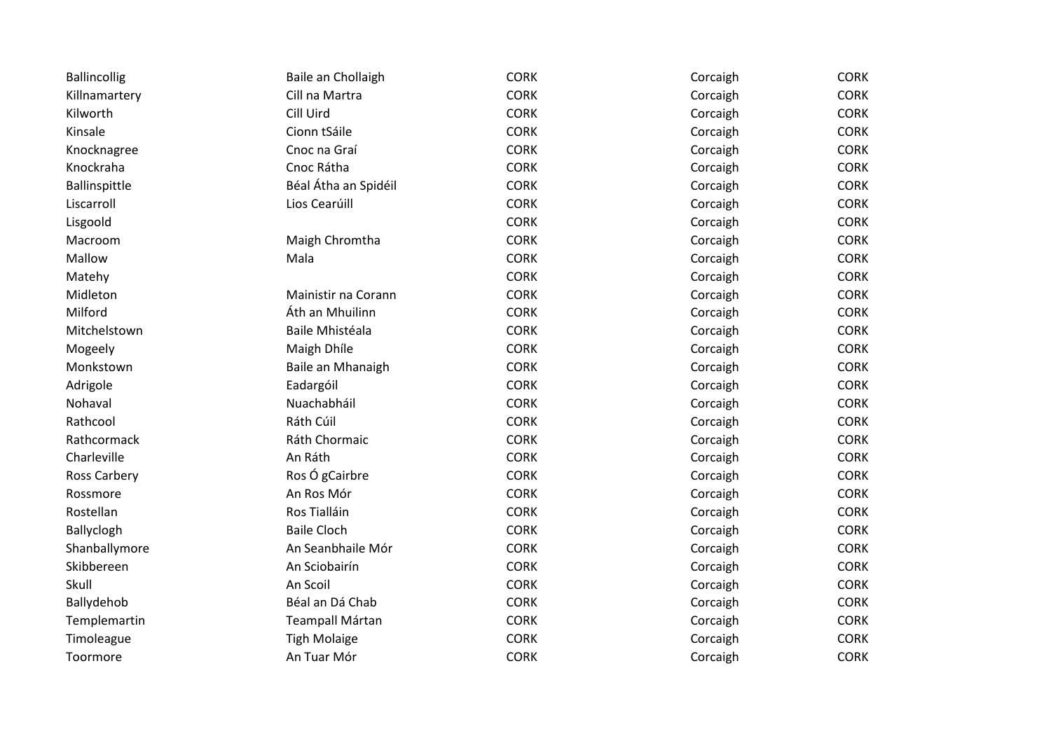| | | | | |
|---|---|---|---|---|
| Ballincollig | Baile an Chollaigh | CORK | Corcaigh | CORK |
| Killnamartery | Cill na Martra | CORK | Corcaigh | CORK |
| Kilworth | Cill Uird | CORK | Corcaigh | CORK |
| Kinsale | Cionn tSáile | CORK | Corcaigh | CORK |
| Knocknagree | Cnoc na Graí | CORK | Corcaigh | CORK |
| Knockraha | Cnoc Rátha | CORK | Corcaigh | CORK |
| Ballinspittle | Béal Átha an Spidéil | CORK | Corcaigh | CORK |
| Liscarroll | Lios Cearúill | CORK | Corcaigh | CORK |
| Lisgoold | | CORK | Corcaigh | CORK |
| Macroom | Maigh Chromtha | CORK | Corcaigh | CORK |
| Mallow | Mala | CORK | Corcaigh | CORK |
| Matehy | | CORK | Corcaigh | CORK |
| Midleton | Mainistir na Corann | CORK | Corcaigh | CORK |
| Milford | Áth an Mhuilinn | CORK | Corcaigh | CORK |
| Mitchelstown | Baile Mhistéala | CORK | Corcaigh | CORK |
| Mogeely | Maigh Dhíle | CORK | Corcaigh | CORK |
| Monkstown | Baile an Mhanaigh | CORK | Corcaigh | CORK |
| Adrigole | Eadargóil | CORK | Corcaigh | CORK |
| Nohaval | Nuachabháil | CORK | Corcaigh | CORK |
| Rathcool | Ráth Cúil | CORK | Corcaigh | CORK |
| Rathcormack | Ráth Chormaic | CORK | Corcaigh | CORK |
| Charleville | An Ráth | CORK | Corcaigh | CORK |
| Ross Carbery | Ros Ó gCairbre | CORK | Corcaigh | CORK |
| Rossmore | An Ros Mór | CORK | Corcaigh | CORK |
| Rostellan | Ros Tialláin | CORK | Corcaigh | CORK |
| Ballyclogh | Baile Cloch | CORK | Corcaigh | CORK |
| Shanballymore | An Seanbhaile Mór | CORK | Corcaigh | CORK |
| Skibbereen | An Sciobairín | CORK | Corcaigh | CORK |
| Skull | An Scoil | CORK | Corcaigh | CORK |
| Ballydehob | Béal an Dá Chab | CORK | Corcaigh | CORK |
| Templemartin | Teampall Mártan | CORK | Corcaigh | CORK |
| Timoleague | Tigh Molaige | CORK | Corcaigh | CORK |
| Toormore | An Tuar Mór | CORK | Corcaigh | CORK |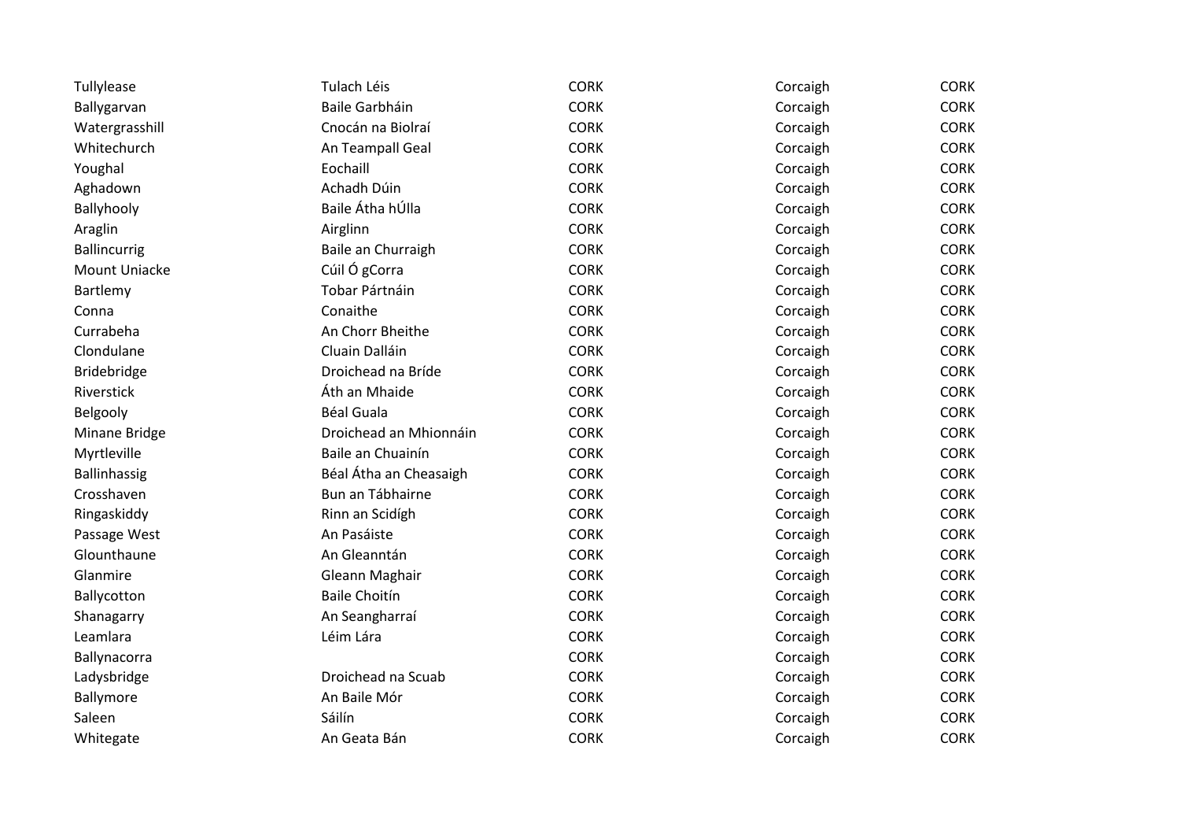| | | | | |
|---|---|---|---|---|
| Tullylease | Tulach Léis | CORK | Corcaigh | CORK |
| Ballygarvan | Baile Garbháin | CORK | Corcaigh | CORK |
| Watergrasshill | Cnocán na Biolraí | CORK | Corcaigh | CORK |
| Whitechurch | An Teampall Geal | CORK | Corcaigh | CORK |
| Youghal | Eochaill | CORK | Corcaigh | CORK |
| Aghadown | Achadh Dúin | CORK | Corcaigh | CORK |
| Ballyhooly | Baile Átha hÚlla | CORK | Corcaigh | CORK |
| Araglin | Airglinn | CORK | Corcaigh | CORK |
| Ballincurrig | Baile an Churraigh | CORK | Corcaigh | CORK |
| Mount Uniacke | Cúil Ó gCorra | CORK | Corcaigh | CORK |
| Bartlemy | Tobar Pártnáin | CORK | Corcaigh | CORK |
| Conna | Conaithe | CORK | Corcaigh | CORK |
| Currabeha | An Chorr Bheithe | CORK | Corcaigh | CORK |
| Clondulane | Cluain Dalláin | CORK | Corcaigh | CORK |
| Bridebridge | Droichead na Bríde | CORK | Corcaigh | CORK |
| Riverstick | Áth an Mhaide | CORK | Corcaigh | CORK |
| Belgooly | Béal Guala | CORK | Corcaigh | CORK |
| Minane Bridge | Droichead an Mhionnáin | CORK | Corcaigh | CORK |
| Myrtleville | Baile an Chuainín | CORK | Corcaigh | CORK |
| Ballinhassig | Béal Átha an Cheasaigh | CORK | Corcaigh | CORK |
| Crosshaven | Bun an Tábhairne | CORK | Corcaigh | CORK |
| Ringaskiddy | Rinn an Scidígh | CORK | Corcaigh | CORK |
| Passage West | An Pasáiste | CORK | Corcaigh | CORK |
| Glounthaune | An Gleanntán | CORK | Corcaigh | CORK |
| Glanmire | Gleann Maghair | CORK | Corcaigh | CORK |
| Ballycotton | Baile Choitín | CORK | Corcaigh | CORK |
| Shanagarry | An Seangharraí | CORK | Corcaigh | CORK |
| Leamlara | Léim Lára | CORK | Corcaigh | CORK |
| Ballynacorra | | CORK | Corcaigh | CORK |
| Ladysbridge | Droichead na Scuab | CORK | Corcaigh | CORK |
| Ballymore | An Baile Mór | CORK | Corcaigh | CORK |
| Saleen | Sáilín | CORK | Corcaigh | CORK |
| Whitegate | An Geata Bán | CORK | Corcaigh | CORK |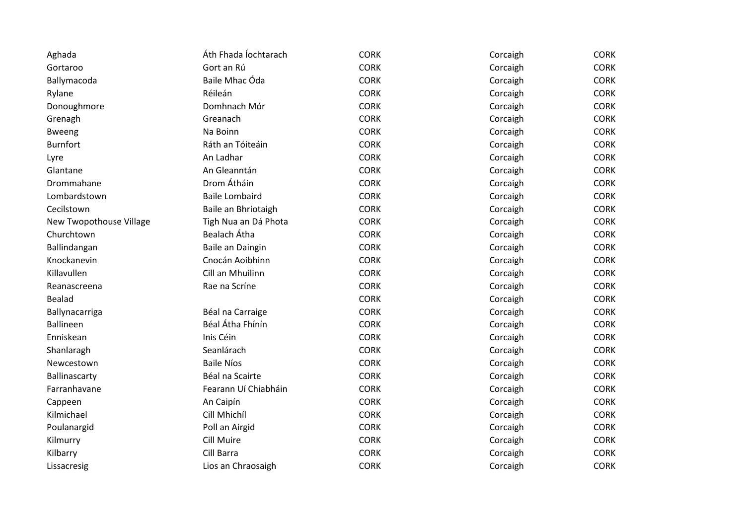| | | | | |
|---|---|---|---|---|
| Aghada | Áth Fhada Íochtarach | CORK | Corcaigh | CORK |
| Gortaroo | Gort an Rú | CORK | Corcaigh | CORK |
| Ballymacoda | Baile Mhac Óda | CORK | Corcaigh | CORK |
| Rylane | Réileán | CORK | Corcaigh | CORK |
| Donoughmore | Domhnach Mór | CORK | Corcaigh | CORK |
| Grenagh | Greanach | CORK | Corcaigh | CORK |
| Bweeng | Na Boinn | CORK | Corcaigh | CORK |
| Burnfort | Ráth an Tóiteáin | CORK | Corcaigh | CORK |
| Lyre | An Ladhar | CORK | Corcaigh | CORK |
| Glantane | An Gleanntán | CORK | Corcaigh | CORK |
| Drommahane | Drom Átháin | CORK | Corcaigh | CORK |
| Lombardstown | Baile Lombaird | CORK | Corcaigh | CORK |
| Cecilstown | Baile an Bhriotaigh | CORK | Corcaigh | CORK |
| New Twopothouse Village | Tigh Nua an Dá Phota | CORK | Corcaigh | CORK |
| Churchtown | Bealach Átha | CORK | Corcaigh | CORK |
| Ballindangan | Baile an Daingin | CORK | Corcaigh | CORK |
| Knockanevin | Cnocán Aoibhinn | CORK | Corcaigh | CORK |
| Killavullen | Cill an Mhuilinn | CORK | Corcaigh | CORK |
| Reanascreena | Rae na Scríne | CORK | Corcaigh | CORK |
| Bealad | | CORK | Corcaigh | CORK |
| Ballynacarriga | Béal na Carraige | CORK | Corcaigh | CORK |
| Ballineen | Béal Átha Fhínín | CORK | Corcaigh | CORK |
| Enniskean | Inis Céin | CORK | Corcaigh | CORK |
| Shanlaragh | Seanlárach | CORK | Corcaigh | CORK |
| Newcestown | Baile Níos | CORK | Corcaigh | CORK |
| Ballinascarty | Béal na Scairte | CORK | Corcaigh | CORK |
| Farranhavane | Fearann Uí Chiabháin | CORK | Corcaigh | CORK |
| Cappeen | An Caipín | CORK | Corcaigh | CORK |
| Kilmichael | Cill Mhichíl | CORK | Corcaigh | CORK |
| Poulanargid | Poll an Airgid | CORK | Corcaigh | CORK |
| Kilmurry | Cill Muire | CORK | Corcaigh | CORK |
| Kilbarry | Cill Barra | CORK | Corcaigh | CORK |
| Lissacresig | Lios an Chraosaigh | CORK | Corcaigh | CORK |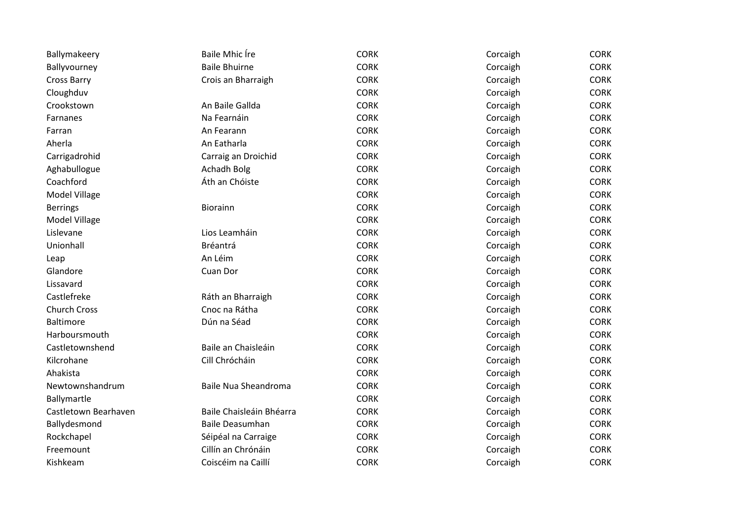| | | | | |
|---|---|---|---|---|
| Ballymakeery | Baile Mhic Íre | CORK | Corcaigh | CORK |
| Ballyvourney | Baile Bhuirne | CORK | Corcaigh | CORK |
| Cross Barry | Crois an Bharraigh | CORK | Corcaigh | CORK |
| Cloughduv | | CORK | Corcaigh | CORK |
| Crookstown | An Baile Gallda | CORK | Corcaigh | CORK |
| Farnanes | Na Fearnáin | CORK | Corcaigh | CORK |
| Farran | An Fearann | CORK | Corcaigh | CORK |
| Aherla | An Eatharla | CORK | Corcaigh | CORK |
| Carrigadrohid | Carraig an Droichid | CORK | Corcaigh | CORK |
| Aghabullogue | Achadh Bolg | CORK | Corcaigh | CORK |
| Coachford | Áth an Chóiste | CORK | Corcaigh | CORK |
| Model Village | | CORK | Corcaigh | CORK |
| Berrings | Biorainn | CORK | Corcaigh | CORK |
| Model Village | | CORK | Corcaigh | CORK |
| Lislevane | Lios Leamháin | CORK | Corcaigh | CORK |
| Unionhall | Bréantrá | CORK | Corcaigh | CORK |
| Leap | An Léim | CORK | Corcaigh | CORK |
| Glandore | Cuan Dor | CORK | Corcaigh | CORK |
| Lissavard | | CORK | Corcaigh | CORK |
| Castlefreke | Ráth an Bharraigh | CORK | Corcaigh | CORK |
| Church Cross | Cnoc na Rátha | CORK | Corcaigh | CORK |
| Baltimore | Dún na Séad | CORK | Corcaigh | CORK |
| Harboursmouth | | CORK | Corcaigh | CORK |
| Castletownshend | Baile an Chaisleáin | CORK | Corcaigh | CORK |
| Kilcrohane | Cill Chrócháin | CORK | Corcaigh | CORK |
| Ahakista | | CORK | Corcaigh | CORK |
| Newtownshandrum | Baile Nua Sheandroma | CORK | Corcaigh | CORK |
| Ballymartle | | CORK | Corcaigh | CORK |
| Castletown Bearhaven | Baile Chaisleáin Bhéarra | CORK | Corcaigh | CORK |
| Ballydesmond | Baile Deasumhan | CORK | Corcaigh | CORK |
| Rockchapel | Séipéal na Carraige | CORK | Corcaigh | CORK |
| Freemount | Cillín an Chrónáin | CORK | Corcaigh | CORK |
| Kishkeam | Coiscéim na Caillí | CORK | Corcaigh | CORK |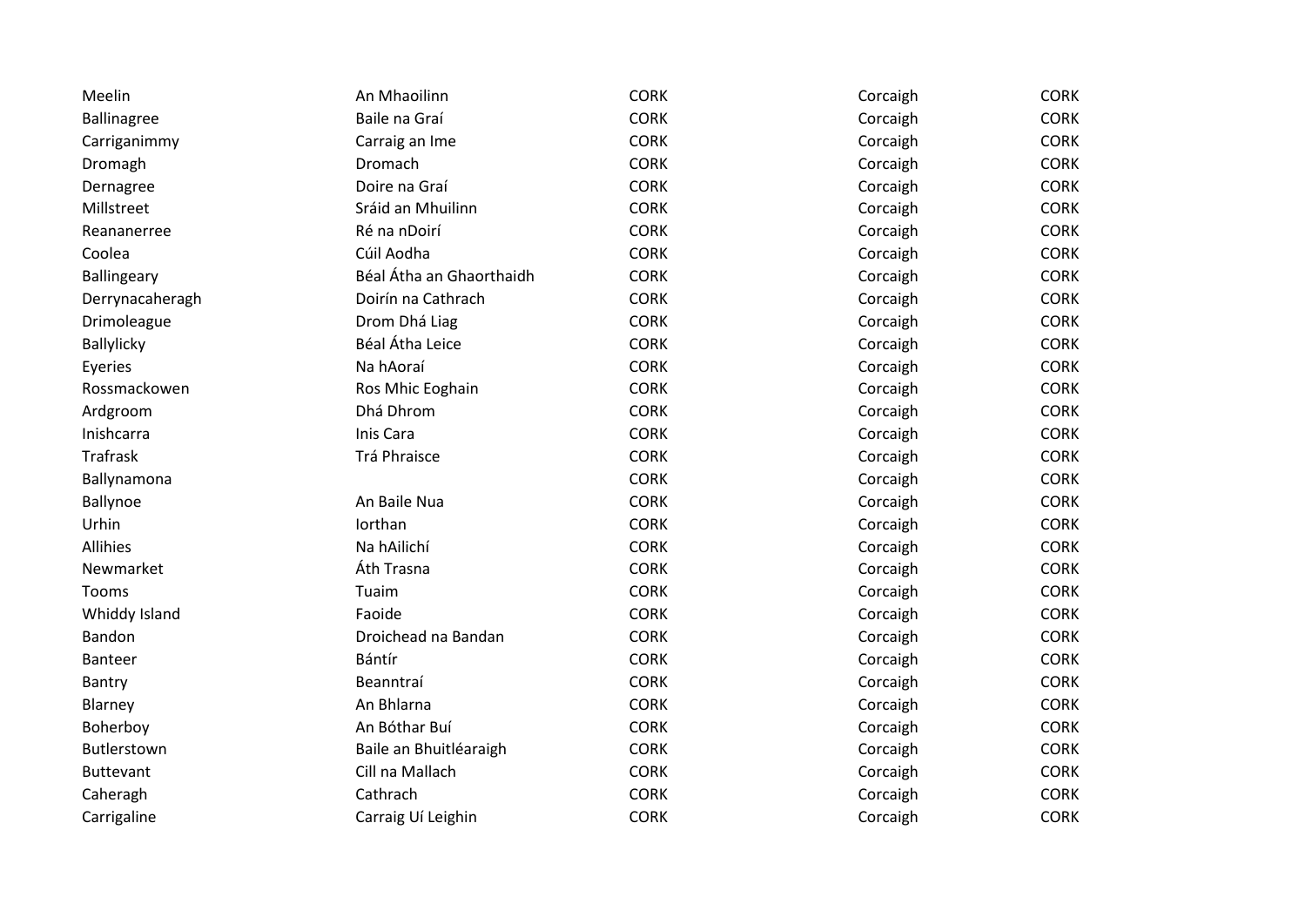| | | | | |
|---|---|---|---|---|
| Meelin | An Mhaoilinn | CORK | Corcaigh | CORK |
| Ballinagree | Baile na Graí | CORK | Corcaigh | CORK |
| Carriganimmy | Carraig an Ime | CORK | Corcaigh | CORK |
| Dromagh | Dromach | CORK | Corcaigh | CORK |
| Dernagree | Doire na Graí | CORK | Corcaigh | CORK |
| Millstreet | Sráid an Mhuilinn | CORK | Corcaigh | CORK |
| Reananerree | Ré na nDoirí | CORK | Corcaigh | CORK |
| Coolea | Cúil Aodha | CORK | Corcaigh | CORK |
| Ballingeary | Béal Átha an Ghaorthaidh | CORK | Corcaigh | CORK |
| Derrynacaheragh | Doirín na Cathrach | CORK | Corcaigh | CORK |
| Drimoleague | Drom Dhá Liag | CORK | Corcaigh | CORK |
| Ballylicky | Béal Átha Leice | CORK | Corcaigh | CORK |
| Eyeries | Na hAoraí | CORK | Corcaigh | CORK |
| Rossmackowen | Ros Mhic Eoghain | CORK | Corcaigh | CORK |
| Ardgroom | Dhá Dhrom | CORK | Corcaigh | CORK |
| Inishcarra | Inis Cara | CORK | Corcaigh | CORK |
| Trafrask | Trá Phraisce | CORK | Corcaigh | CORK |
| Ballynamona | | CORK | Corcaigh | CORK |
| Ballynoe | An Baile Nua | CORK | Corcaigh | CORK |
| Urhin | Iorthan | CORK | Corcaigh | CORK |
| Allihies | Na hAilichí | CORK | Corcaigh | CORK |
| Newmarket | Áth Trasna | CORK | Corcaigh | CORK |
| Tooms | Tuaim | CORK | Corcaigh | CORK |
| Whiddy Island | Faoide | CORK | Corcaigh | CORK |
| Bandon | Droichead na Bandan | CORK | Corcaigh | CORK |
| Banteer | Bántír | CORK | Corcaigh | CORK |
| Bantry | Beanntraí | CORK | Corcaigh | CORK |
| Blarney | An Bhlarna | CORK | Corcaigh | CORK |
| Boherboy | An Bóthar Buí | CORK | Corcaigh | CORK |
| Butlerstown | Baile an Bhuitléaraigh | CORK | Corcaigh | CORK |
| Buttevant | Cill na Mallach | CORK | Corcaigh | CORK |
| Caheragh | Cathrach | CORK | Corcaigh | CORK |
| Carrigaline | Carraig Uí Leighin | CORK | Corcaigh | CORK |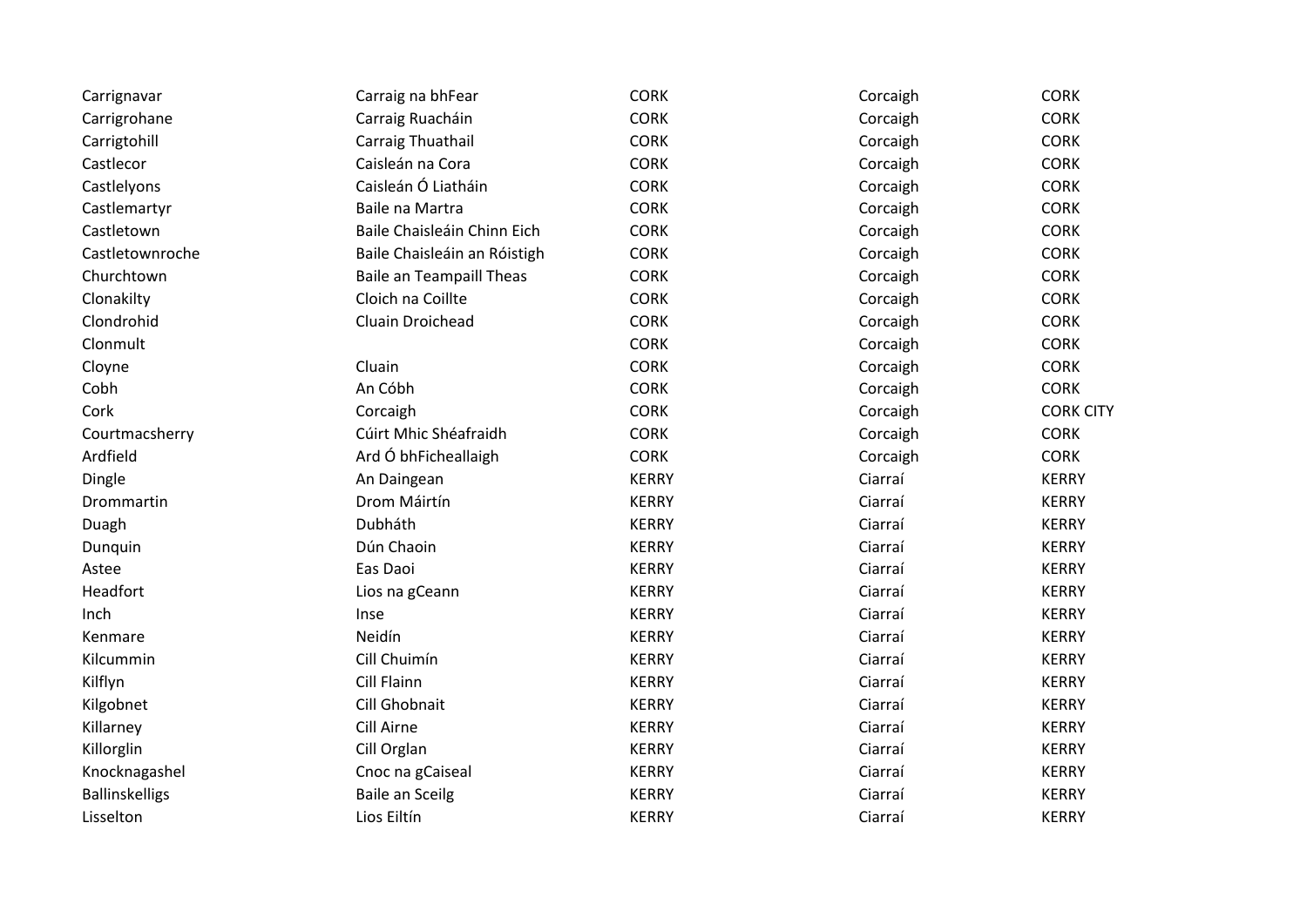| | | | | |
|---|---|---|---|---|
| Carrignavar | Carraig na bhFear | CORK | Corcaigh | CORK |
| Carrigrohane | Carraig Ruacháin | CORK | Corcaigh | CORK |
| Carrigtohill | Carraig Thuathail | CORK | Corcaigh | CORK |
| Castlecor | Caisleán na Cora | CORK | Corcaigh | CORK |
| Castlelyons | Caisleán Ó Liatháin | CORK | Corcaigh | CORK |
| Castlemartyr | Baile na Martra | CORK | Corcaigh | CORK |
| Castletown | Baile Chaisleáin Chinn Eich | CORK | Corcaigh | CORK |
| Castletownroche | Baile Chaisleáin an Róistigh | CORK | Corcaigh | CORK |
| Churchtown | Baile an Teampaill Theas | CORK | Corcaigh | CORK |
| Clonakilty | Cloich na Coillte | CORK | Corcaigh | CORK |
| Clondrohid | Cluain Droichead | CORK | Corcaigh | CORK |
| Clonmult | | CORK | Corcaigh | CORK |
| Cloyne | Cluain | CORK | Corcaigh | CORK |
| Cobh | An Cóbh | CORK | Corcaigh | CORK |
| Cork | Corcaigh | CORK | Corcaigh | CORK CITY |
| Courtmacsherry | Cúirt Mhic Shéafraidh | CORK | Corcaigh | CORK |
| Ardfield | Ard Ó bhFicheallaigh | CORK | Corcaigh | CORK |
| Dingle | An Daingean | KERRY | Ciarraí | KERRY |
| Drommartin | Drom Máirtín | KERRY | Ciarraí | KERRY |
| Duagh | Dubháth | KERRY | Ciarraí | KERRY |
| Dunquin | Dún Chaoin | KERRY | Ciarraí | KERRY |
| Astee | Eas Daoi | KERRY | Ciarraí | KERRY |
| Headfort | Lios na gCeann | KERRY | Ciarraí | KERRY |
| Inch | Inse | KERRY | Ciarraí | KERRY |
| Kenmare | Neidín | KERRY | Ciarraí | KERRY |
| Kilcummin | Cill Chuimín | KERRY | Ciarraí | KERRY |
| Kilflyn | Cill Flainn | KERRY | Ciarraí | KERRY |
| Kilgobnet | Cill Ghobnait | KERRY | Ciarraí | KERRY |
| Killarney | Cill Airne | KERRY | Ciarraí | KERRY |
| Killorglin | Cill Orglan | KERRY | Ciarraí | KERRY |
| Knocknagashel | Cnoc na gCaiseal | KERRY | Ciarraí | KERRY |
| Ballinskelligs | Baile an Sceilg | KERRY | Ciarraí | KERRY |
| Lisselton | Lios Eiltín | KERRY | Ciarraí | KERRY |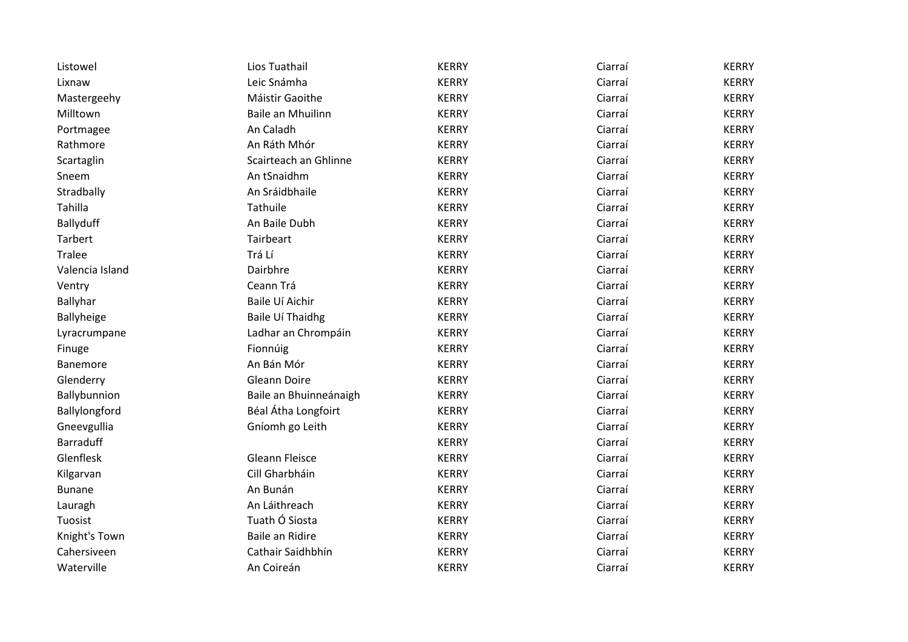| | | | | |
|---|---|---|---|---|
| Listowel | Lios Tuathail | KERRY | Ciarraí | KERRY |
| Lixnaw | Leic Snámha | KERRY | Ciarraí | KERRY |
| Mastergeehy | Máistir Gaoithe | KERRY | Ciarraí | KERRY |
| Milltown | Baile an Mhuilinn | KERRY | Ciarraí | KERRY |
| Portmagee | An Caladh | KERRY | Ciarraí | KERRY |
| Rathmore | An Ráth Mhór | KERRY | Ciarraí | KERRY |
| Scartaglin | Scairteach an Ghlinne | KERRY | Ciarraí | KERRY |
| Sneem | An tSnaidhm | KERRY | Ciarraí | KERRY |
| Stradbally | An Sráidbhaile | KERRY | Ciarraí | KERRY |
| Tahilla | Tathuile | KERRY | Ciarraí | KERRY |
| Ballyduff | An Baile Dubh | KERRY | Ciarraí | KERRY |
| Tarbert | Tairbeart | KERRY | Ciarraí | KERRY |
| Tralee | Trá Lí | KERRY | Ciarraí | KERRY |
| Valencia Island | Dairbhre | KERRY | Ciarraí | KERRY |
| Ventry | Ceann Trá | KERRY | Ciarraí | KERRY |
| Ballyhar | Baile Uí Aichir | KERRY | Ciarraí | KERRY |
| Ballyheige | Baile Uí Thaidhg | KERRY | Ciarraí | KERRY |
| Lyracrumpane | Ladhar an Chrompáin | KERRY | Ciarraí | KERRY |
| Finuge | Fionnúig | KERRY | Ciarraí | KERRY |
| Banemore | An Bán Mór | KERRY | Ciarraí | KERRY |
| Glenderry | Gleann Doire | KERRY | Ciarraí | KERRY |
| Ballybunnion | Baile an Bhuinneánaigh | KERRY | Ciarraí | KERRY |
| Ballylongford | Béal Átha Longfoirt | KERRY | Ciarraí | KERRY |
| Gneevgullia | Gníomh go Leith | KERRY | Ciarraí | KERRY |
| Barraduff | | KERRY | Ciarraí | KERRY |
| Glenflesk | Gleann Fleisce | KERRY | Ciarraí | KERRY |
| Kilgarvan | Cill Gharbháin | KERRY | Ciarraí | KERRY |
| Bunane | An Bunán | KERRY | Ciarraí | KERRY |
| Lauragh | An Láithreach | KERRY | Ciarraí | KERRY |
| Tuosist | Tuath Ó Siosta | KERRY | Ciarraí | KERRY |
| Knight's Town | Baile an Ridire | KERRY | Ciarraí | KERRY |
| Cahersiveen | Cathair Saidhbhín | KERRY | Ciarraí | KERRY |
| Waterville | An Coireán | KERRY | Ciarraí | KERRY |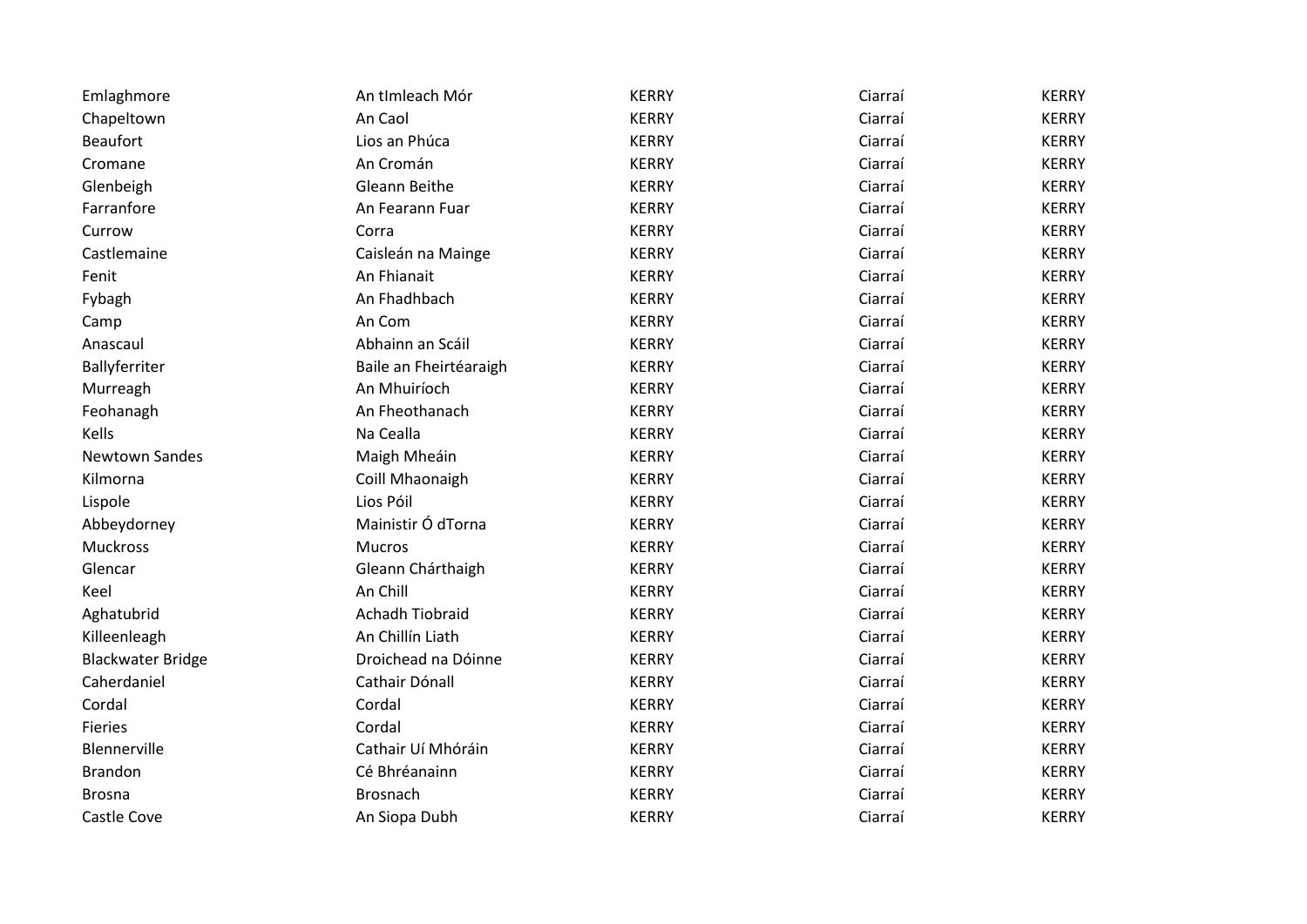| | | | | |
|---|---|---|---|---|
| Emlaghmore | An tImleach Mór | KERRY | Ciarraí | KERRY |
| Chapeltown | An Caol | KERRY | Ciarraí | KERRY |
| Beaufort | Lios an Phúca | KERRY | Ciarraí | KERRY |
| Cromane | An Cromán | KERRY | Ciarraí | KERRY |
| Glenbeigh | Gleann Beithe | KERRY | Ciarraí | KERRY |
| Farranfore | An Fearann Fuar | KERRY | Ciarraí | KERRY |
| Currow | Corra | KERRY | Ciarraí | KERRY |
| Castlemaine | Caisleán na Mainge | KERRY | Ciarraí | KERRY |
| Fenit | An Fhianait | KERRY | Ciarraí | KERRY |
| Fybagh | An Fhadhbach | KERRY | Ciarraí | KERRY |
| Camp | An Com | KERRY | Ciarraí | KERRY |
| Anascaul | Abhainn an Scáil | KERRY | Ciarraí | KERRY |
| Ballyferriter | Baile an Fheirtéaraigh | KERRY | Ciarraí | KERRY |
| Murreagh | An Mhuiríoch | KERRY | Ciarraí | KERRY |
| Feohanagh | An Fheothanach | KERRY | Ciarraí | KERRY |
| Kells | Na Cealla | KERRY | Ciarraí | KERRY |
| Newtown Sandes | Maigh Mheáin | KERRY | Ciarraí | KERRY |
| Kilmorna | Coill Mhaonaigh | KERRY | Ciarraí | KERRY |
| Lispole | Lios Póil | KERRY | Ciarraí | KERRY |
| Abbeydorney | Mainistir Ó dTorna | KERRY | Ciarraí | KERRY |
| Muckross | Mucros | KERRY | Ciarraí | KERRY |
| Glencar | Gleann Chárthaigh | KERRY | Ciarraí | KERRY |
| Keel | An Chill | KERRY | Ciarraí | KERRY |
| Aghatubrid | Achadh Tiobraid | KERRY | Ciarraí | KERRY |
| Killeenleagh | An Chillín Liath | KERRY | Ciarraí | KERRY |
| Blackwater Bridge | Droichead na Dóinne | KERRY | Ciarraí | KERRY |
| Caherdaniel | Cathair Dónall | KERRY | Ciarraí | KERRY |
| Cordal | Cordal | KERRY | Ciarraí | KERRY |
| Fieries | Cordal | KERRY | Ciarraí | KERRY |
| Blennerville | Cathair Uí Mhóráin | KERRY | Ciarraí | KERRY |
| Brandon | Cé Bhréanainn | KERRY | Ciarraí | KERRY |
| Brosna | Brosnach | KERRY | Ciarraí | KERRY |
| Castle Cove | An Siopa Dubh | KERRY | Ciarraí | KERRY |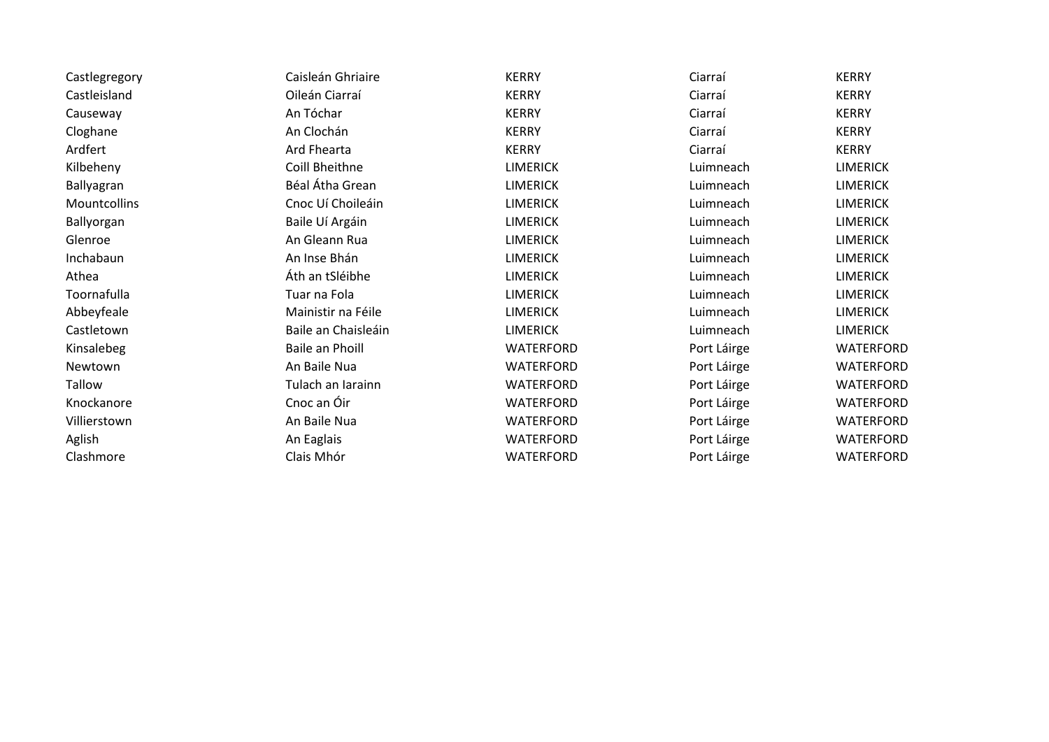| | | | | |
|---|---|---|---|---|
| Castlegregory | Caisleán Ghriaire | KERRY | Ciarraí | KERRY |
| Castleisland | Oileán Ciarraí | KERRY | Ciarraí | KERRY |
| Causeway | An Tóchar | KERRY | Ciarraí | KERRY |
| Cloghane | An Clochán | KERRY | Ciarraí | KERRY |
| Ardfert | Ard Fhearta | KERRY | Ciarraí | KERRY |
| Kilbeheny | Coill Bheithne | LIMERICK | Luimneach | LIMERICK |
| Ballyagran | Béal Átha Grean | LIMERICK | Luimneach | LIMERICK |
| Mountcollins | Cnoc Uí Choileáin | LIMERICK | Luimneach | LIMERICK |
| Ballyorgan | Baile Uí Argáin | LIMERICK | Luimneach | LIMERICK |
| Glenroe | An Gleann Rua | LIMERICK | Luimneach | LIMERICK |
| Inchabaun | An Inse Bhán | LIMERICK | Luimneach | LIMERICK |
| Athea | Áth an tSléibhe | LIMERICK | Luimneach | LIMERICK |
| Toornafulla | Tuar na Fola | LIMERICK | Luimneach | LIMERICK |
| Abbeyfeale | Mainistir na Féile | LIMERICK | Luimneach | LIMERICK |
| Castletown | Baile an Chaisleáin | LIMERICK | Luimneach | LIMERICK |
| Kinsalebeg | Baile an Phoill | WATERFORD | Port Láirge | WATERFORD |
| Newtown | An Baile Nua | WATERFORD | Port Láirge | WATERFORD |
| Tallow | Tulach an Iarainn | WATERFORD | Port Láirge | WATERFORD |
| Knockanore | Cnoc an Óir | WATERFORD | Port Láirge | WATERFORD |
| Villierstown | An Baile Nua | WATERFORD | Port Láirge | WATERFORD |
| Aglish | An Eaglais | WATERFORD | Port Láirge | WATERFORD |
| Clashmore | Clais Mhór | WATERFORD | Port Láirge | WATERFORD |